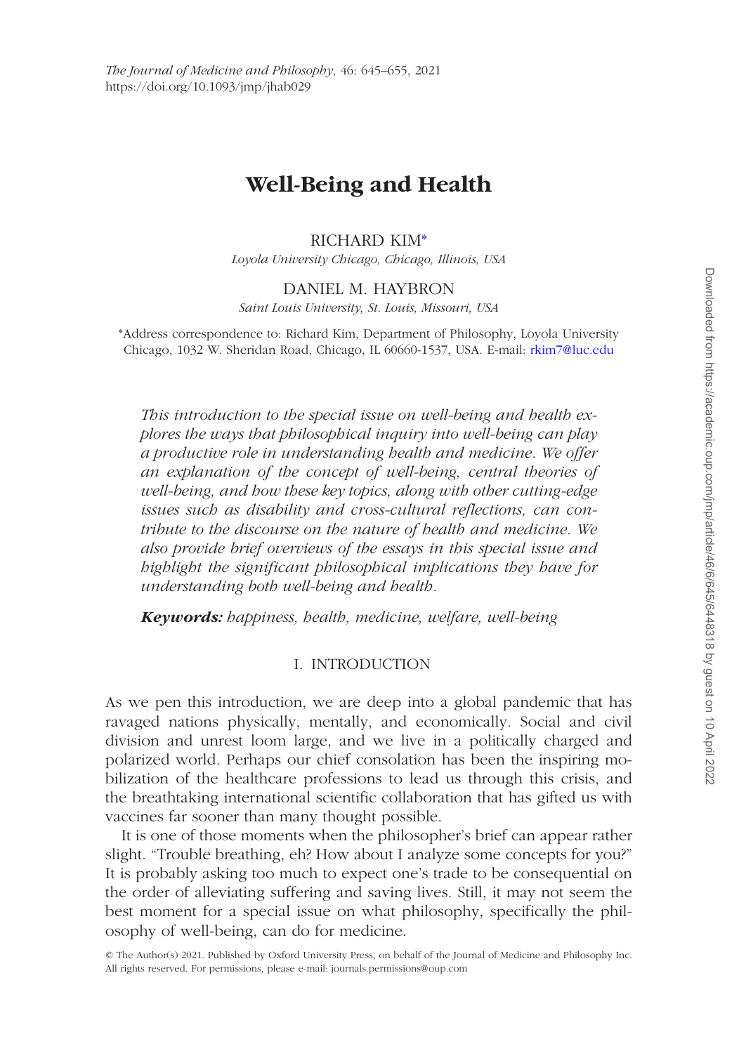# Well-Being and Health

RICHARD KIM*

*Loyola University Chicago, Chicago, Illinois, USA*

DANIEL M. HAYBRON

*Saint Louis University, St. Louis, Missouri, USA*

*Address correspondence to: Richard Kim, Department of Philosophy, Loyola University Chicago, 1032 W. Sheridan Road, Chicago, IL 60660-1537, USA. E-mail: rkim7@luc.edu

*This introduction to the special issue on well-being and health explores the ways that philosophical inquiry into well-being can play a productive role in understanding health and medicine. We offer an explanation of the concept of well-being, central theories of well-being, and how these key topics, along with other cutting-edge issues such as disability and cross-cultural reflections, can contribute to the discourse on the nature of health and medicine. We also provide brief overviews of the essays in this special issue and highlight the significant philosophical implications they have for understanding both well-being and health.*

***Keywords:*** *happiness, health, medicine, welfare, well-being*

## I. INTRODUCTION

As we pen this introduction, we are deep into a global pandemic that has ravaged nations physically, mentally, and economically. Social and civil division and unrest loom large, and we live in a politically charged and polarized world. Perhaps our chief consolation has been the inspiring mobilization of the healthcare professions to lead us through this crisis, and the breathtaking international scientific collaboration that has gifted us with vaccines far sooner than many thought possible.

It is one of those moments when the philosopher's brief can appear rather slight. "Trouble breathing, eh? How about I analyze some concepts for you?" It is probably asking too much to expect one's trade to be consequential on the order of alleviating suffering and saving lives. Still, it may not seem the best moment for a special issue on what philosophy, specifically the philosophy of well-being, can do for medicine.

© The Author(s) 2021. Published by Oxford University Press, on behalf of the Journal of Medicine and Philosophy Inc. All rights reserved. For permissions, please e-mail: journals.permissions@oup.com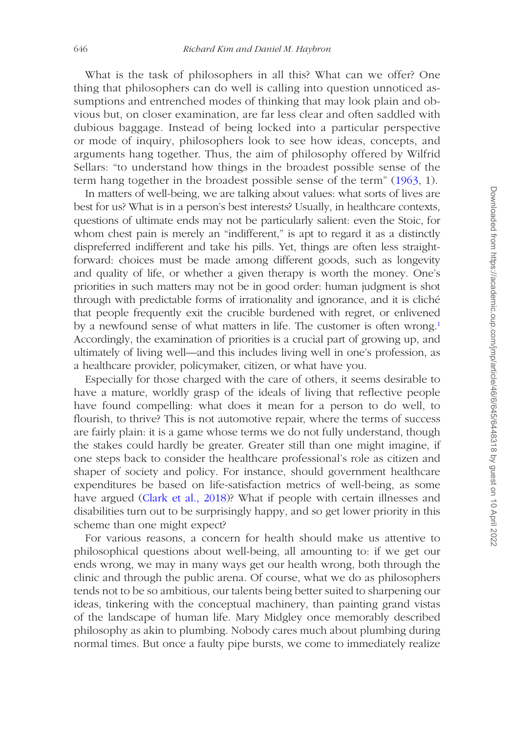What is the task of philosophers in all this? What can we offer? One thing that philosophers can do well is calling into question unnoticed assumptions and entrenched modes of thinking that may look plain and obvious but, on closer examination, are far less clear and often saddled with dubious baggage. Instead of being locked into a particular perspective or mode of inquiry, philosophers look to see how ideas, concepts, and arguments hang together. Thus, the aim of philosophy offered by Wilfrid Sellars: "to understand how things in the broadest possible sense of the term hang together in the broadest possible sense of the term" (1963, 1).

In matters of well-being, we are talking about values: what sorts of lives are best for us? What is in a person's best interests? Usually, in healthcare contexts, questions of ultimate ends may not be particularly salient: even the Stoic, for whom chest pain is merely an "indifferent," is apt to regard it as a distinctly dispreferred indifferent and take his pills. Yet, things are often less straightforward: choices must be made among different goods, such as longevity and quality of life, or whether a given therapy is worth the money. One's priorities in such matters may not be in good order: human judgment is shot through with predictable forms of irrationality and ignorance, and it is cliché that people frequently exit the crucible burdened with regret, or enlivened by a newfound sense of what matters in life. The customer is often wrong.[1] Accordingly, the examination of priorities is a crucial part of growing up, and ultimately of living well—and this includes living well in one's profession, as a healthcare provider, policymaker, citizen, or what have you.

Especially for those charged with the care of others, it seems desirable to have a mature, worldly grasp of the ideals of living that reflective people have found compelling: what does it mean for a person to do well, to flourish, to thrive? This is not automotive repair, where the terms of success are fairly plain: it is a game whose terms we do not fully understand, though the stakes could hardly be greater. Greater still than one might imagine, if one steps back to consider the healthcare professional's role as citizen and shaper of society and policy. For instance, should government healthcare expenditures be based on life-satisfaction metrics of well-being, as some have argued (Clark et al., 2018)? What if people with certain illnesses and disabilities turn out to be surprisingly happy, and so get lower priority in this scheme than one might expect?

For various reasons, a concern for health should make us attentive to philosophical questions about well-being, all amounting to: if we get our ends wrong, we may in many ways get our health wrong, both through the clinic and through the public arena. Of course, what we do as philosophers tends not to be so ambitious, our talents being better suited to sharpening our ideas, tinkering with the conceptual machinery, than painting grand vistas of the landscape of human life. Mary Midgley once memorably described philosophy as akin to plumbing. Nobody cares much about plumbing during normal times. But once a faulty pipe bursts, we come to immediately realize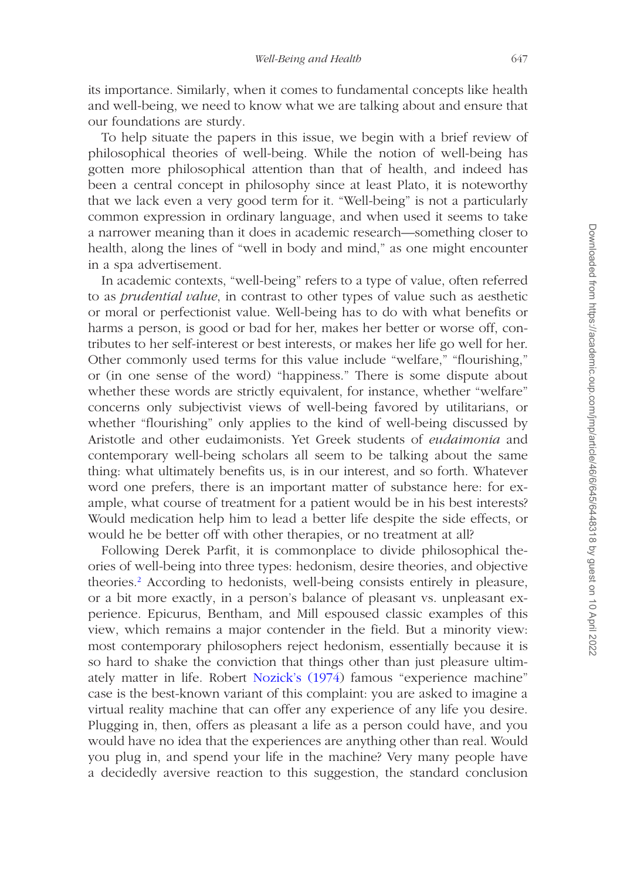its importance. Similarly, when it comes to fundamental concepts like health and well-being, we need to know what we are talking about and ensure that our foundations are sturdy.

To help situate the papers in this issue, we begin with a brief review of philosophical theories of well-being. While the notion of well-being has gotten more philosophical attention than that of health, and indeed has been a central concept in philosophy since at least Plato, it is noteworthy that we lack even a very good term for it. "Well-being" is not a particularly common expression in ordinary language, and when used it seems to take a narrower meaning than it does in academic research—something closer to health, along the lines of "well in body and mind," as one might encounter in a spa advertisement.

In academic contexts, "well-being" refers to a type of value, often referred to as *prudential value*, in contrast to other types of value such as aesthetic or moral or perfectionist value. Well-being has to do with what benefits or harms a person, is good or bad for her, makes her better or worse off, contributes to her self-interest or best interests, or makes her life go well for her. Other commonly used terms for this value include "welfare," "flourishing," or (in one sense of the word) "happiness." There is some dispute about whether these words are strictly equivalent, for instance, whether "welfare" concerns only subjectivist views of well-being favored by utilitarians, or whether "flourishing" only applies to the kind of well-being discussed by Aristotle and other eudaimonists. Yet Greek students of *eudaimonia* and contemporary well-being scholars all seem to be talking about the same thing: what ultimately benefits us, is in our interest, and so forth. Whatever word one prefers, there is an important matter of substance here: for example, what course of treatment for a patient would be in his best interests? Would medication help him to lead a better life despite the side effects, or would he be better off with other therapies, or no treatment at all?

Following Derek Parfit, it is commonplace to divide philosophical theories of well-being into three types: hedonism, desire theories, and objective theories.[2] According to hedonists, well-being consists entirely in pleasure, or a bit more exactly, in a person's balance of pleasant vs. unpleasant experience. Epicurus, Bentham, and Mill espoused classic examples of this view, which remains a major contender in the field. But a minority view: most contemporary philosophers reject hedonism, essentially because it is so hard to shake the conviction that things other than just pleasure ultimately matter in life. Robert Nozick's (1974) famous "experience machine" case is the best-known variant of this complaint: you are asked to imagine a virtual reality machine that can offer any experience of any life you desire. Plugging in, then, offers as pleasant a life as a person could have, and you would have no idea that the experiences are anything other than real. Would you plug in, and spend your life in the machine? Very many people have a decidedly aversive reaction to this suggestion, the standard conclusion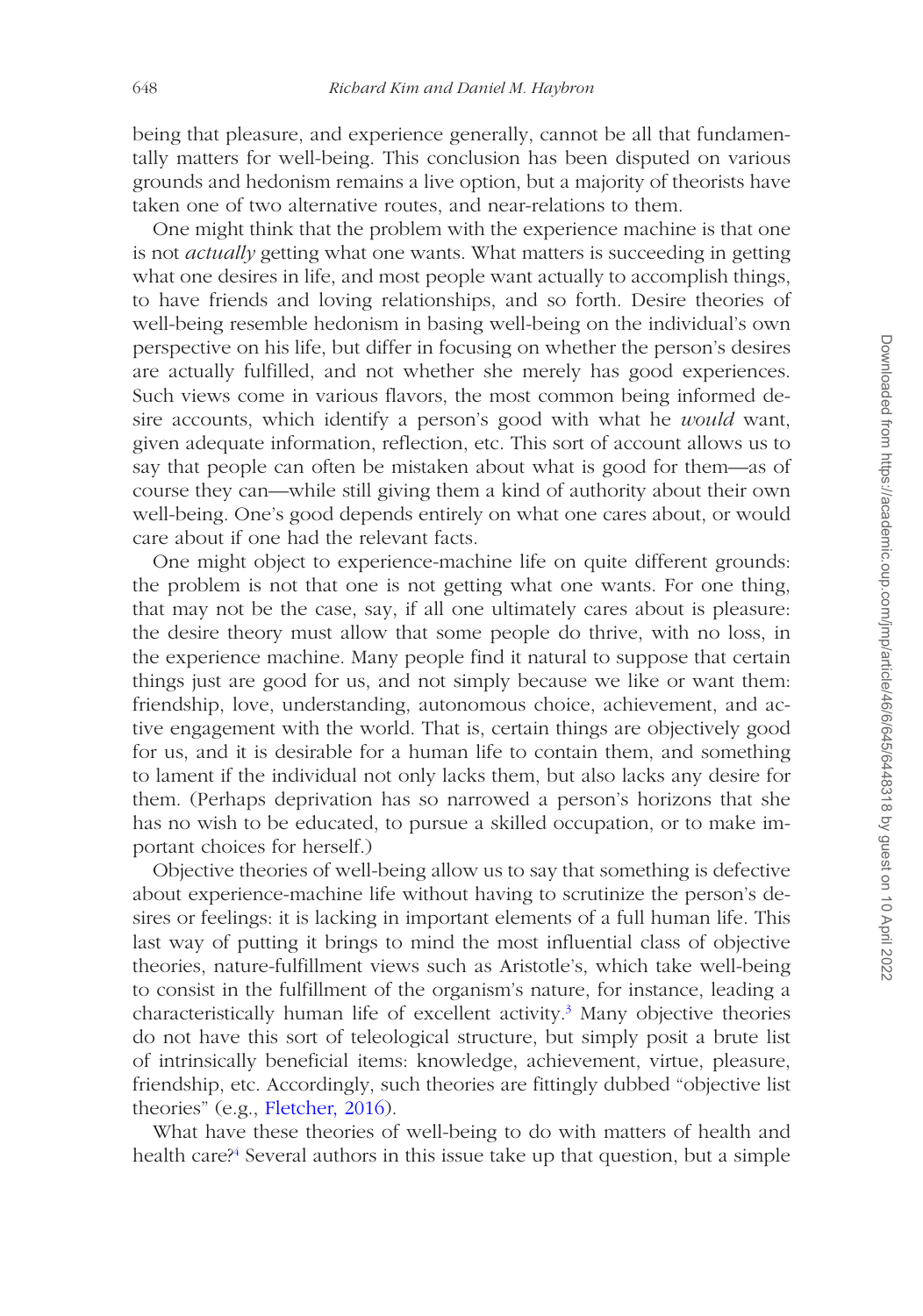being that pleasure, and experience generally, cannot be all that fundamentally matters for well-being. This conclusion has been disputed on various grounds and hedonism remains a live option, but a majority of theorists have taken one of two alternative routes, and near-relations to them.

One might think that the problem with the experience machine is that one is not *actually* getting what one wants. What matters is succeeding in getting what one desires in life, and most people want actually to accomplish things, to have friends and loving relationships, and so forth. Desire theories of well-being resemble hedonism in basing well-being on the individual's own perspective on his life, but differ in focusing on whether the person's desires are actually fulfilled, and not whether she merely has good experiences. Such views come in various flavors, the most common being informed desire accounts, which identify a person's good with what he *would* want, given adequate information, reflection, etc. This sort of account allows us to say that people can often be mistaken about what is good for them—as of course they can—while still giving them a kind of authority about their own well-being. One's good depends entirely on what one cares about, or would care about if one had the relevant facts.

One might object to experience-machine life on quite different grounds: the problem is not that one is not getting what one wants. For one thing, that may not be the case, say, if all one ultimately cares about is pleasure: the desire theory must allow that some people do thrive, with no loss, in the experience machine. Many people find it natural to suppose that certain things just are good for us, and not simply because we like or want them: friendship, love, understanding, autonomous choice, achievement, and active engagement with the world. That is, certain things are objectively good for us, and it is desirable for a human life to contain them, and something to lament if the individual not only lacks them, but also lacks any desire for them. (Perhaps deprivation has so narrowed a person's horizons that she has no wish to be educated, to pursue a skilled occupation, or to make important choices for herself.)

Objective theories of well-being allow us to say that something is defective about experience-machine life without having to scrutinize the person's desires or feelings: it is lacking in important elements of a full human life. This last way of putting it brings to mind the most influential class of objective theories, nature-fulfillment views such as Aristotle's, which take well-being to consist in the fulfillment of the organism's nature, for instance, leading a characteristically human life of excellent activity.[3] Many objective theories do not have this sort of teleological structure, but simply posit a brute list of intrinsically beneficial items: knowledge, achievement, virtue, pleasure, friendship, etc. Accordingly, such theories are fittingly dubbed "objective list theories" (e.g., Fletcher, 2016).

What have these theories of well-being to do with matters of health and health care?[4] Several authors in this issue take up that question, but a simple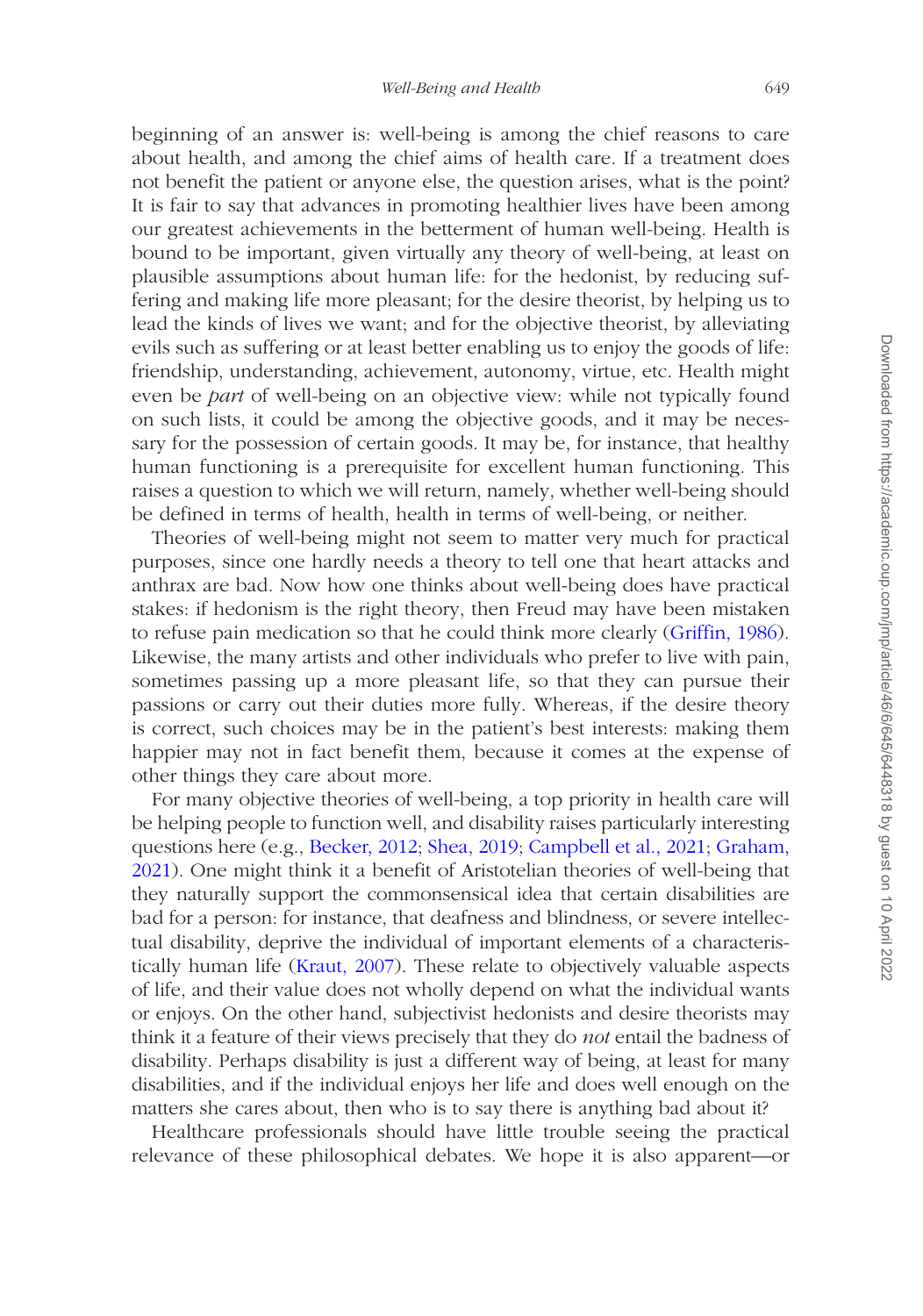beginning of an answer is: well-being is among the chief reasons to care about health, and among the chief aims of health care. If a treatment does not benefit the patient or anyone else, the question arises, what is the point? It is fair to say that advances in promoting healthier lives have been among our greatest achievements in the betterment of human well-being. Health is bound to be important, given virtually any theory of well-being, at least on plausible assumptions about human life: for the hedonist, by reducing suffering and making life more pleasant; for the desire theorist, by helping us to lead the kinds of lives we want; and for the objective theorist, by alleviating evils such as suffering or at least better enabling us to enjoy the goods of life: friendship, understanding, achievement, autonomy, virtue, etc. Health might even be *part* of well-being on an objective view: while not typically found on such lists, it could be among the objective goods, and it may be necessary for the possession of certain goods. It may be, for instance, that healthy human functioning is a prerequisite for excellent human functioning. This raises a question to which we will return, namely, whether well-being should be defined in terms of health, health in terms of well-being, or neither.

Theories of well-being might not seem to matter very much for practical purposes, since one hardly needs a theory to tell one that heart attacks and anthrax are bad. Now how one thinks about well-being does have practical stakes: if hedonism is the right theory, then Freud may have been mistaken to refuse pain medication so that he could think more clearly (Griffin, 1986). Likewise, the many artists and other individuals who prefer to live with pain, sometimes passing up a more pleasant life, so that they can pursue their passions or carry out their duties more fully. Whereas, if the desire theory is correct, such choices may be in the patient's best interests: making them happier may not in fact benefit them, because it comes at the expense of other things they care about more.

For many objective theories of well-being, a top priority in health care will be helping people to function well, and disability raises particularly interesting questions here (e.g., Becker, 2012; Shea, 2019; Campbell et al., 2021; Graham, 2021). One might think it a benefit of Aristotelian theories of well-being that they naturally support the commonsensical idea that certain disabilities are bad for a person: for instance, that deafness and blindness, or severe intellectual disability, deprive the individual of important elements of a characteristically human life (Kraut, 2007). These relate to objectively valuable aspects of life, and their value does not wholly depend on what the individual wants or enjoys. On the other hand, subjectivist hedonists and desire theorists may think it a feature of their views precisely that they do *not* entail the badness of disability. Perhaps disability is just a different way of being, at least for many disabilities, and if the individual enjoys her life and does well enough on the matters she cares about, then who is to say there is anything bad about it?

Healthcare professionals should have little trouble seeing the practical relevance of these philosophical debates. We hope it is also apparent—or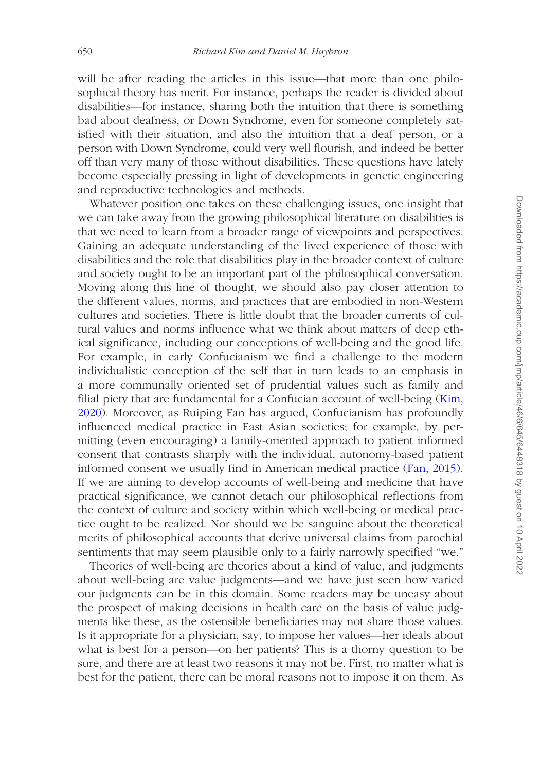will be after reading the articles in this issue—that more than one philosophical theory has merit. For instance, perhaps the reader is divided about disabilities—for instance, sharing both the intuition that there is something bad about deafness, or Down Syndrome, even for someone completely satisfied with their situation, and also the intuition that a deaf person, or a person with Down Syndrome, could very well flourish, and indeed be better off than very many of those without disabilities. These questions have lately become especially pressing in light of developments in genetic engineering and reproductive technologies and methods.

Whatever position one takes on these challenging issues, one insight that we can take away from the growing philosophical literature on disabilities is that we need to learn from a broader range of viewpoints and perspectives. Gaining an adequate understanding of the lived experience of those with disabilities and the role that disabilities play in the broader context of culture and society ought to be an important part of the philosophical conversation. Moving along this line of thought, we should also pay closer attention to the different values, norms, and practices that are embodied in non-Western cultures and societies. There is little doubt that the broader currents of cultural values and norms influence what we think about matters of deep ethical significance, including our conceptions of well-being and the good life. For example, in early Confucianism we find a challenge to the modern individualistic conception of the self that in turn leads to an emphasis in a more communally oriented set of prudential values such as family and filial piety that are fundamental for a Confucian account of well-being (Kim, 2020). Moreover, as Ruiping Fan has argued, Confucianism has profoundly influenced medical practice in East Asian societies; for example, by permitting (even encouraging) a family-oriented approach to patient informed consent that contrasts sharply with the individual, autonomy-based patient informed consent we usually find in American medical practice (Fan, 2015). If we are aiming to develop accounts of well-being and medicine that have practical significance, we cannot detach our philosophical reflections from the context of culture and society within which well-being or medical practice ought to be realized. Nor should we be sanguine about the theoretical merits of philosophical accounts that derive universal claims from parochial sentiments that may seem plausible only to a fairly narrowly specified "we."

Theories of well-being are theories about a kind of value, and judgments about well-being are value judgments—and we have just seen how varied our judgments can be in this domain. Some readers may be uneasy about the prospect of making decisions in health care on the basis of value judgments like these, as the ostensible beneficiaries may not share those values. Is it appropriate for a physician, say, to impose her values—her ideals about what is best for a person—on her patients? This is a thorny question to be sure, and there are at least two reasons it may not be. First, no matter what is best for the patient, there can be moral reasons not to impose it on them. As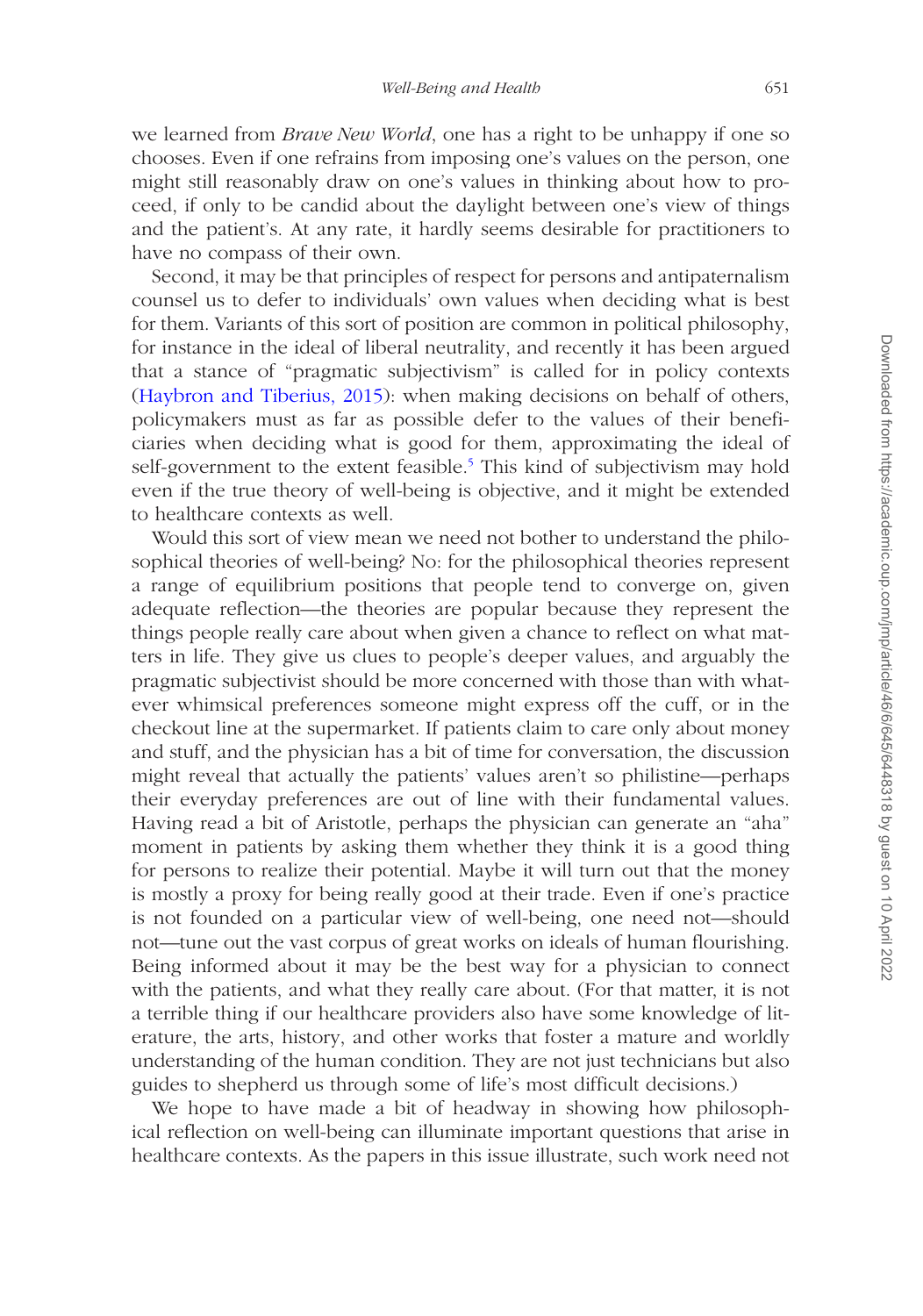we learned from *Brave New World*, one has a right to be unhappy if one so chooses. Even if one refrains from imposing one's values on the person, one might still reasonably draw on one's values in thinking about how to proceed, if only to be candid about the daylight between one's view of things and the patient's. At any rate, it hardly seems desirable for practitioners to have no compass of their own.

Second, it may be that principles of respect for persons and antipaternalism counsel us to defer to individuals' own values when deciding what is best for them. Variants of this sort of position are common in political philosophy, for instance in the ideal of liberal neutrality, and recently it has been argued that a stance of "pragmatic subjectivism" is called for in policy contexts (Haybron and Tiberius, 2015): when making decisions on behalf of others, policymakers must as far as possible defer to the values of their beneficiaries when deciding what is good for them, approximating the ideal of self-government to the extent feasible.[5] This kind of subjectivism may hold even if the true theory of well-being is objective, and it might be extended to healthcare contexts as well.

Would this sort of view mean we need not bother to understand the philosophical theories of well-being? No: for the philosophical theories represent a range of equilibrium positions that people tend to converge on, given adequate reflection—the theories are popular because they represent the things people really care about when given a chance to reflect on what matters in life. They give us clues to people's deeper values, and arguably the pragmatic subjectivist should be more concerned with those than with whatever whimsical preferences someone might express off the cuff, or in the checkout line at the supermarket. If patients claim to care only about money and stuff, and the physician has a bit of time for conversation, the discussion might reveal that actually the patients' values aren't so philistine—perhaps their everyday preferences are out of line with their fundamental values. Having read a bit of Aristotle, perhaps the physician can generate an "aha" moment in patients by asking them whether they think it is a good thing for persons to realize their potential. Maybe it will turn out that the money is mostly a proxy for being really good at their trade. Even if one's practice is not founded on a particular view of well-being, one need not—should not—tune out the vast corpus of great works on ideals of human flourishing. Being informed about it may be the best way for a physician to connect with the patients, and what they really care about. (For that matter, it is not a terrible thing if our healthcare providers also have some knowledge of literature, the arts, history, and other works that foster a mature and worldly understanding of the human condition. They are not just technicians but also guides to shepherd us through some of life's most difficult decisions.)

We hope to have made a bit of headway in showing how philosophical reflection on well-being can illuminate important questions that arise in healthcare contexts. As the papers in this issue illustrate, such work need not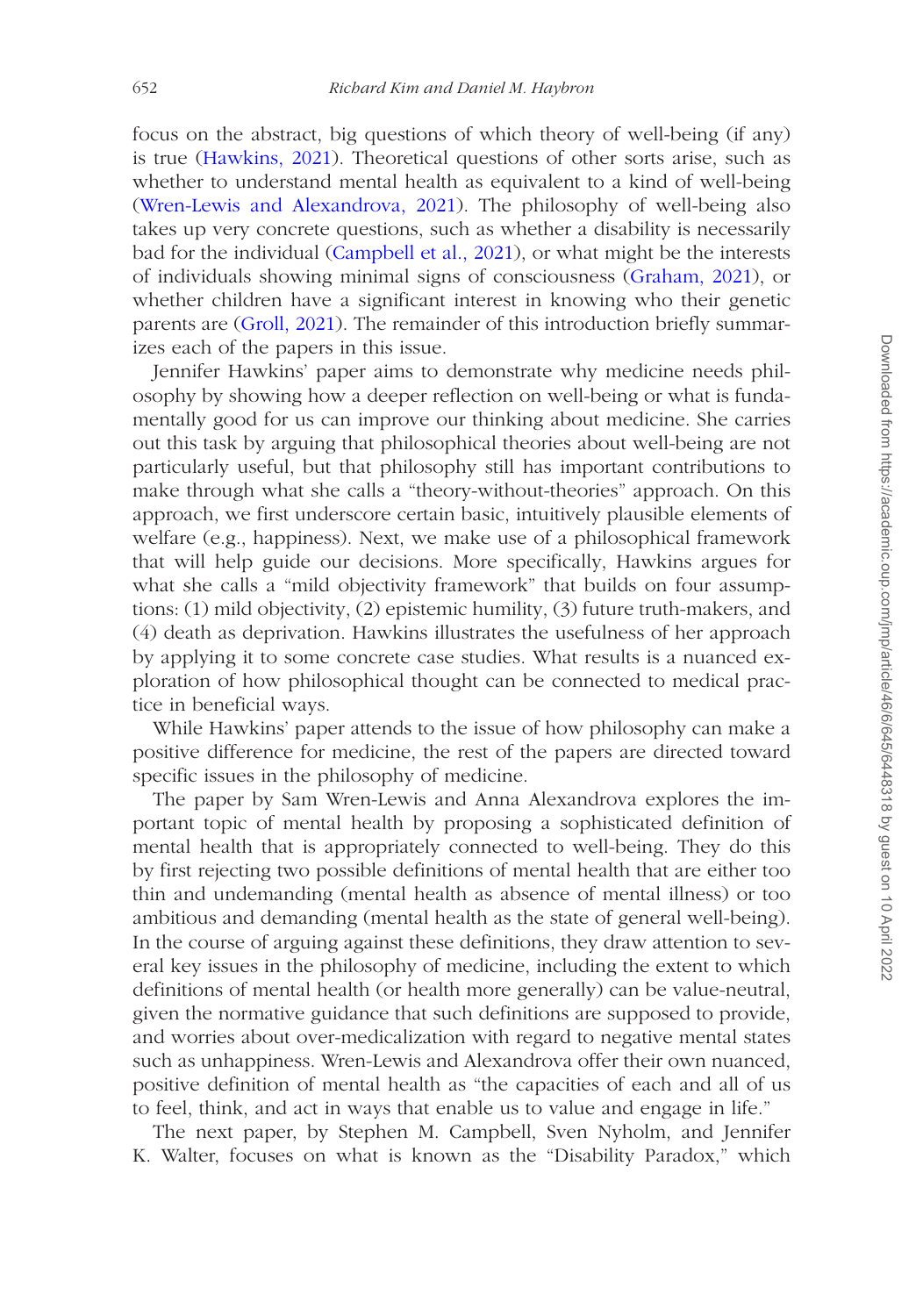focus on the abstract, big questions of which theory of well-being (if any) is true (Hawkins, 2021). Theoretical questions of other sorts arise, such as whether to understand mental health as equivalent to a kind of well-being (Wren-Lewis and Alexandrova, 2021). The philosophy of well-being also takes up very concrete questions, such as whether a disability is necessarily bad for the individual (Campbell et al., 2021), or what might be the interests of individuals showing minimal signs of consciousness (Graham, 2021), or whether children have a significant interest in knowing who their genetic parents are (Groll, 2021). The remainder of this introduction briefly summarizes each of the papers in this issue.

Jennifer Hawkins' paper aims to demonstrate why medicine needs philosophy by showing how a deeper reflection on well-being or what is fundamentally good for us can improve our thinking about medicine. She carries out this task by arguing that philosophical theories about well-being are not particularly useful, but that philosophy still has important contributions to make through what she calls a "theory-without-theories" approach. On this approach, we first underscore certain basic, intuitively plausible elements of welfare (e.g., happiness). Next, we make use of a philosophical framework that will help guide our decisions. More specifically, Hawkins argues for what she calls a "mild objectivity framework" that builds on four assumptions: (1) mild objectivity, (2) epistemic humility, (3) future truth-makers, and (4) death as deprivation. Hawkins illustrates the usefulness of her approach by applying it to some concrete case studies. What results is a nuanced exploration of how philosophical thought can be connected to medical practice in beneficial ways.

While Hawkins' paper attends to the issue of how philosophy can make a positive difference for medicine, the rest of the papers are directed toward specific issues in the philosophy of medicine.

The paper by Sam Wren-Lewis and Anna Alexandrova explores the important topic of mental health by proposing a sophisticated definition of mental health that is appropriately connected to well-being. They do this by first rejecting two possible definitions of mental health that are either too thin and undemanding (mental health as absence of mental illness) or too ambitious and demanding (mental health as the state of general well-being). In the course of arguing against these definitions, they draw attention to several key issues in the philosophy of medicine, including the extent to which definitions of mental health (or health more generally) can be value-neutral, given the normative guidance that such definitions are supposed to provide, and worries about over-medicalization with regard to negative mental states such as unhappiness. Wren-Lewis and Alexandrova offer their own nuanced, positive definition of mental health as "the capacities of each and all of us to feel, think, and act in ways that enable us to value and engage in life."

The next paper, by Stephen M. Campbell, Sven Nyholm, and Jennifer K. Walter, focuses on what is known as the "Disability Paradox," which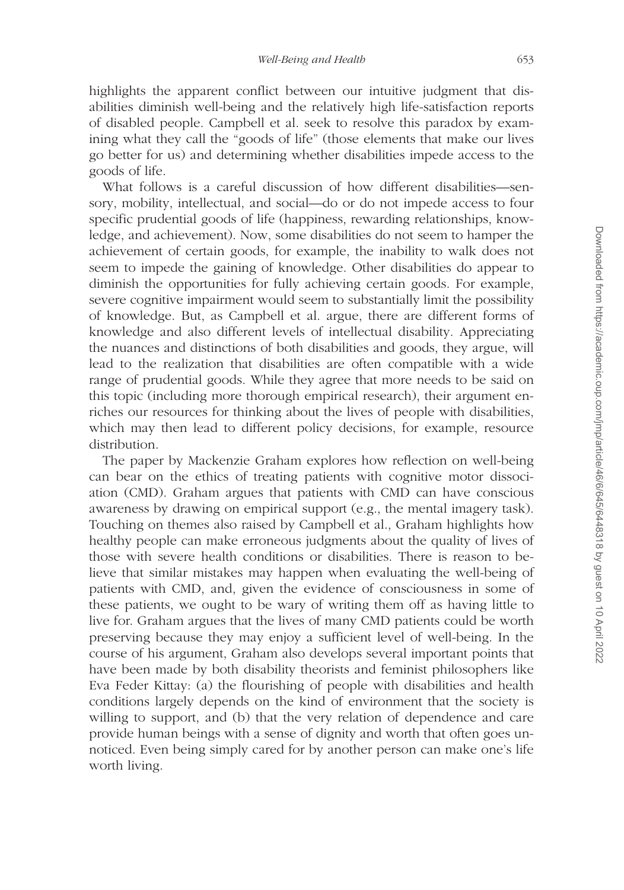highlights the apparent conflict between our intuitive judgment that disabilities diminish well-being and the relatively high life-satisfaction reports of disabled people. Campbell et al. seek to resolve this paradox by examining what they call the "goods of life" (those elements that make our lives go better for us) and determining whether disabilities impede access to the goods of life.

What follows is a careful discussion of how different disabilities—sensory, mobility, intellectual, and social—do or do not impede access to four specific prudential goods of life (happiness, rewarding relationships, knowledge, and achievement). Now, some disabilities do not seem to hamper the achievement of certain goods, for example, the inability to walk does not seem to impede the gaining of knowledge. Other disabilities do appear to diminish the opportunities for fully achieving certain goods. For example, severe cognitive impairment would seem to substantially limit the possibility of knowledge. But, as Campbell et al. argue, there are different forms of knowledge and also different levels of intellectual disability. Appreciating the nuances and distinctions of both disabilities and goods, they argue, will lead to the realization that disabilities are often compatible with a wide range of prudential goods. While they agree that more needs to be said on this topic (including more thorough empirical research), their argument enriches our resources for thinking about the lives of people with disabilities, which may then lead to different policy decisions, for example, resource distribution.

The paper by Mackenzie Graham explores how reflection on well-being can bear on the ethics of treating patients with cognitive motor dissociation (CMD). Graham argues that patients with CMD can have conscious awareness by drawing on empirical support (e.g., the mental imagery task). Touching on themes also raised by Campbell et al., Graham highlights how healthy people can make erroneous judgments about the quality of lives of those with severe health conditions or disabilities. There is reason to believe that similar mistakes may happen when evaluating the well-being of patients with CMD, and, given the evidence of consciousness in some of these patients, we ought to be wary of writing them off as having little to live for. Graham argues that the lives of many CMD patients could be worth preserving because they may enjoy a sufficient level of well-being. In the course of his argument, Graham also develops several important points that have been made by both disability theorists and feminist philosophers like Eva Feder Kittay: (a) the flourishing of people with disabilities and health conditions largely depends on the kind of environment that the society is willing to support, and (b) that the very relation of dependence and care provide human beings with a sense of dignity and worth that often goes unnoticed. Even being simply cared for by another person can make one's life worth living.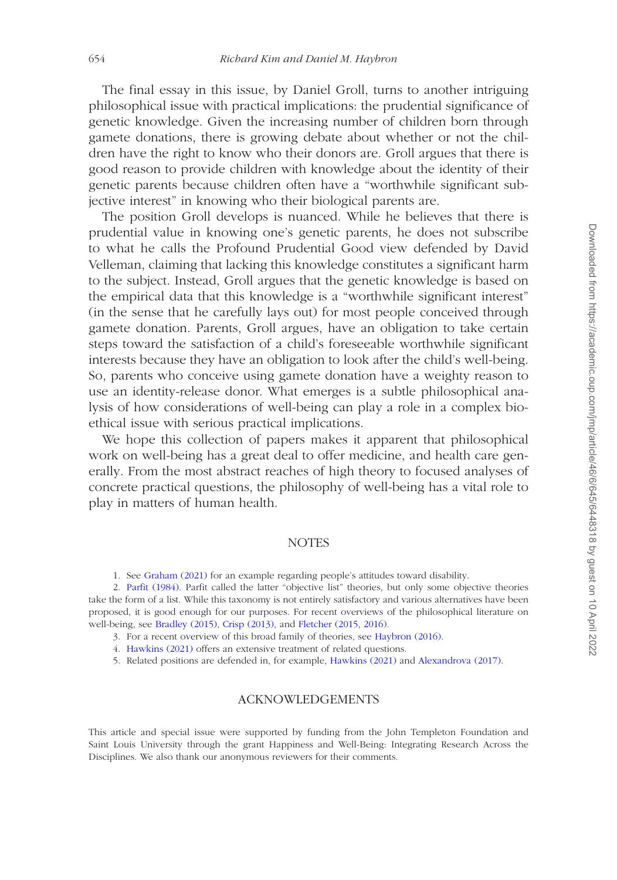The final essay in this issue, by Daniel Groll, turns to another intriguing philosophical issue with practical implications: the prudential significance of genetic knowledge. Given the increasing number of children born through gamete donations, there is growing debate about whether or not the children have the right to know who their donors are. Groll argues that there is good reason to provide children with knowledge about the identity of their genetic parents because children often have a "worthwhile significant subjective interest" in knowing who their biological parents are.

The position Groll develops is nuanced. While he believes that there is prudential value in knowing one's genetic parents, he does not subscribe to what he calls the Profound Prudential Good view defended by David Velleman, claiming that lacking this knowledge constitutes a significant harm to the subject. Instead, Groll argues that the genetic knowledge is based on the empirical data that this knowledge is a "worthwhile significant interest" (in the sense that he carefully lays out) for most people conceived through gamete donation. Parents, Groll argues, have an obligation to take certain steps toward the satisfaction of a child's foreseeable worthwhile significant interests because they have an obligation to look after the child's well-being. So, parents who conceive using gamete donation have a weighty reason to use an identity-release donor. What emerges is a subtle philosophical analysis of how considerations of well-being can play a role in a complex bioethical issue with serious practical implications.

We hope this collection of papers makes it apparent that philosophical work on well-being has a great deal to offer medicine, and health care generally. From the most abstract reaches of high theory to focused analyses of concrete practical questions, the philosophy of well-being has a vital role to play in matters of human health.

## NOTES

1. See Graham (2021) for an example regarding people's attitudes toward disability.
2. Parfit (1984). Parfit called the latter "objective list" theories, but only some objective theories take the form of a list. While this taxonomy is not entirely satisfactory and various alternatives have been proposed, it is good enough for our purposes. For recent overviews of the philosophical literature on well-being, see Bradley (2015), Crisp (2013), and Fletcher (2015, 2016).
3. For a recent overview of this broad family of theories, see Haybron (2016).
4. Hawkins (2021) offers an extensive treatment of related questions.
5. Related positions are defended in, for example, Hawkins (2021) and Alexandrova (2017).

## ACKNOWLEDGEMENTS

This article and special issue were supported by funding from the John Templeton Foundation and Saint Louis University through the grant Happiness and Well-Being: Integrating Research Across the Disciplines. We also thank our anonymous reviewers for their comments.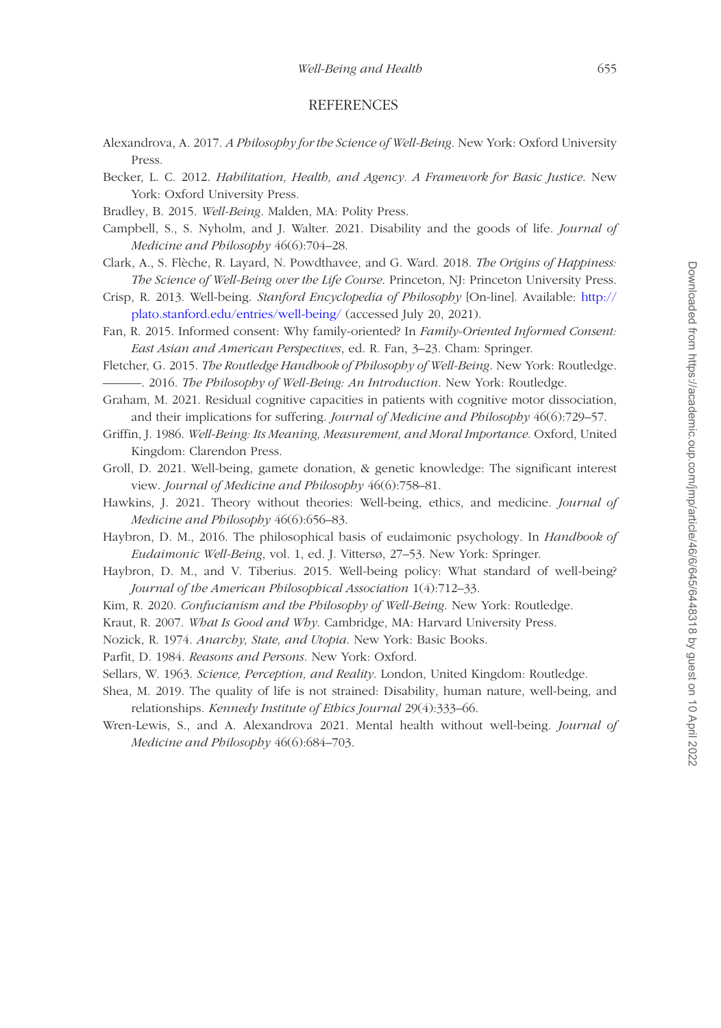## REFERENCES

Alexandrova, A. 2017. *A Philosophy for the Science of Well-Being*. New York: Oxford University Press.

Becker, L. C. 2012. *Habilitation, Health, and Agency. A Framework for Basic Justice*. New York: Oxford University Press.

Bradley, B. 2015. *Well-Being*. Malden, MA: Polity Press.

Campbell, S., S. Nyholm, and J. Walter. 2021. Disability and the goods of life. *Journal of Medicine and Philosophy* 46(6):704–28.

Clark, A., S. Flèche, R. Layard, N. Powdthavee, and G. Ward. 2018. *The Origins of Happiness: The Science of Well-Being over the Life Course*. Princeton, NJ: Princeton University Press.

Crisp, R. 2013. Well-being. *Stanford Encyclopedia of Philosophy* [On-line]. Available: http://plato.stanford.edu/entries/well-being/ (accessed July 20, 2021).

Fan, R. 2015. Informed consent: Why family-oriented? In *Family-Oriented Informed Consent: East Asian and American Perspectives*, ed. R. Fan, 3–23. Cham: Springer.

Fletcher, G. 2015. *The Routledge Handbook of Philosophy of Well-Being*. New York: Routledge.

———. 2016. *The Philosophy of Well-Being: An Introduction*. New York: Routledge.

Graham, M. 2021. Residual cognitive capacities in patients with cognitive motor dissociation, and their implications for suffering. *Journal of Medicine and Philosophy* 46(6):729–57.

Griffin, J. 1986. *Well-Being: Its Meaning, Measurement, and Moral Importance*. Oxford, United Kingdom: Clarendon Press.

Groll, D. 2021. Well-being, gamete donation, & genetic knowledge: The significant interest view. *Journal of Medicine and Philosophy* 46(6):758–81.

Hawkins, J. 2021. Theory without theories: Well-being, ethics, and medicine. *Journal of Medicine and Philosophy* 46(6):656–83.

Haybron, D. M., 2016. The philosophical basis of eudaimonic psychology. In *Handbook of Eudaimonic Well-Being*, vol. 1, ed. J. Vittersø, 27–53. New York: Springer.

Haybron, D. M., and V. Tiberius. 2015. Well-being policy: What standard of well-being? *Journal of the American Philosophical Association* 1(4):712–33.

Kim, R. 2020. *Confucianism and the Philosophy of Well-Being*. New York: Routledge.

Kraut, R. 2007. *What Is Good and Why*. Cambridge, MA: Harvard University Press.

Nozick, R. 1974. *Anarchy, State, and Utopia*. New York: Basic Books.

Parfit, D. 1984. *Reasons and Persons*. New York: Oxford.

Sellars, W. 1963. *Science, Perception, and Reality*. London, United Kingdom: Routledge.

Shea, M. 2019. The quality of life is not strained: Disability, human nature, well-being, and relationships. *Kennedy Institute of Ethics Journal* 29(4):333–66.

Wren-Lewis, S., and A. Alexandrova 2021. Mental health without well-being. *Journal of Medicine and Philosophy* 46(6):684–703.